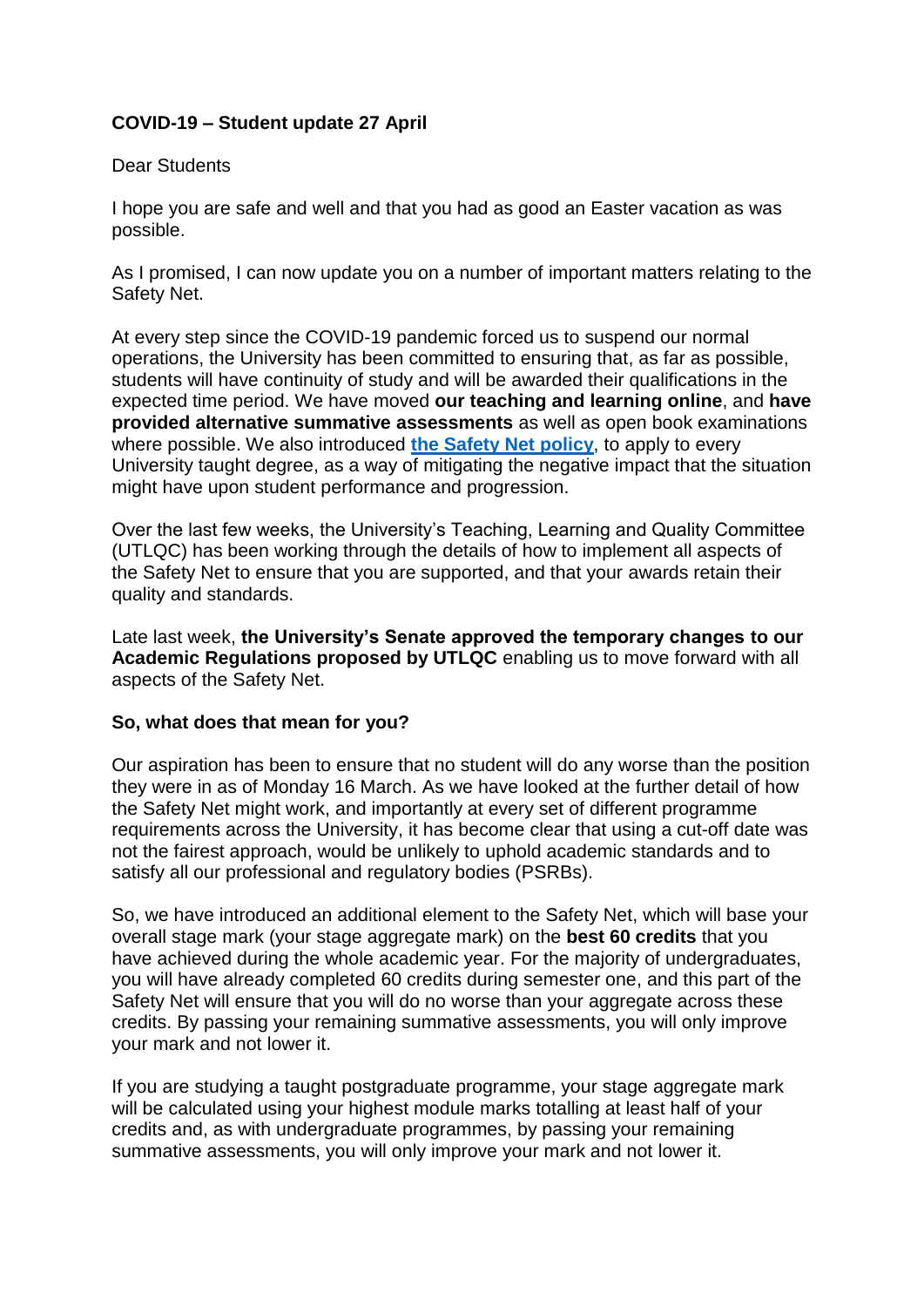**COVID-19 – Student update 27 April**

Dear Students

I hope you are safe and well and that you had as good an Easter vacation as was possible.

As I promised, I can now update you on a number of important matters relating to the Safety Net.

At every step since the COVID-19 pandemic forced us to suspend our normal operations, the University has been committed to ensuring that, as far as possible, students will have continuity of study and will be awarded their qualifications in the expected time period. We have moved **our teaching and learning online**, and **have provided alternative summative assessments** as well as open book examinations where possible. We also introduced **the Safety Net policy**, to apply to every University taught degree, as a way of mitigating the negative impact that the situation might have upon student performance and progression.

Over the last few weeks, the University's Teaching, Learning and Quality Committee (UTLQC) has been working through the details of how to implement all aspects of the Safety Net to ensure that you are supported, and that your awards retain their quality and standards.

Late last week, **the University's Senate approved the temporary changes to our Academic Regulations proposed by UTLQC** enabling us to move forward with all aspects of the Safety Net.

**So, what does that mean for you?**

Our aspiration has been to ensure that no student will do any worse than the position they were in as of Monday 16 March. As we have looked at the further detail of how the Safety Net might work, and importantly at every set of different programme requirements across the University, it has become clear that using a cut-off date was not the fairest approach, would be unlikely to uphold academic standards and to satisfy all our professional and regulatory bodies (PSRBs).

So, we have introduced an additional element to the Safety Net, which will base your overall stage mark (your stage aggregate mark) on the **best 60 credits** that you have achieved during the whole academic year. For the majority of undergraduates, you will have already completed 60 credits during semester one, and this part of the Safety Net will ensure that you will do no worse than your aggregate across these credits. By passing your remaining summative assessments, you will only improve your mark and not lower it.

If you are studying a taught postgraduate programme, your stage aggregate mark will be calculated using your highest module marks totalling at least half of your credits and, as with undergraduate programmes, by passing your remaining summative assessments, you will only improve your mark and not lower it.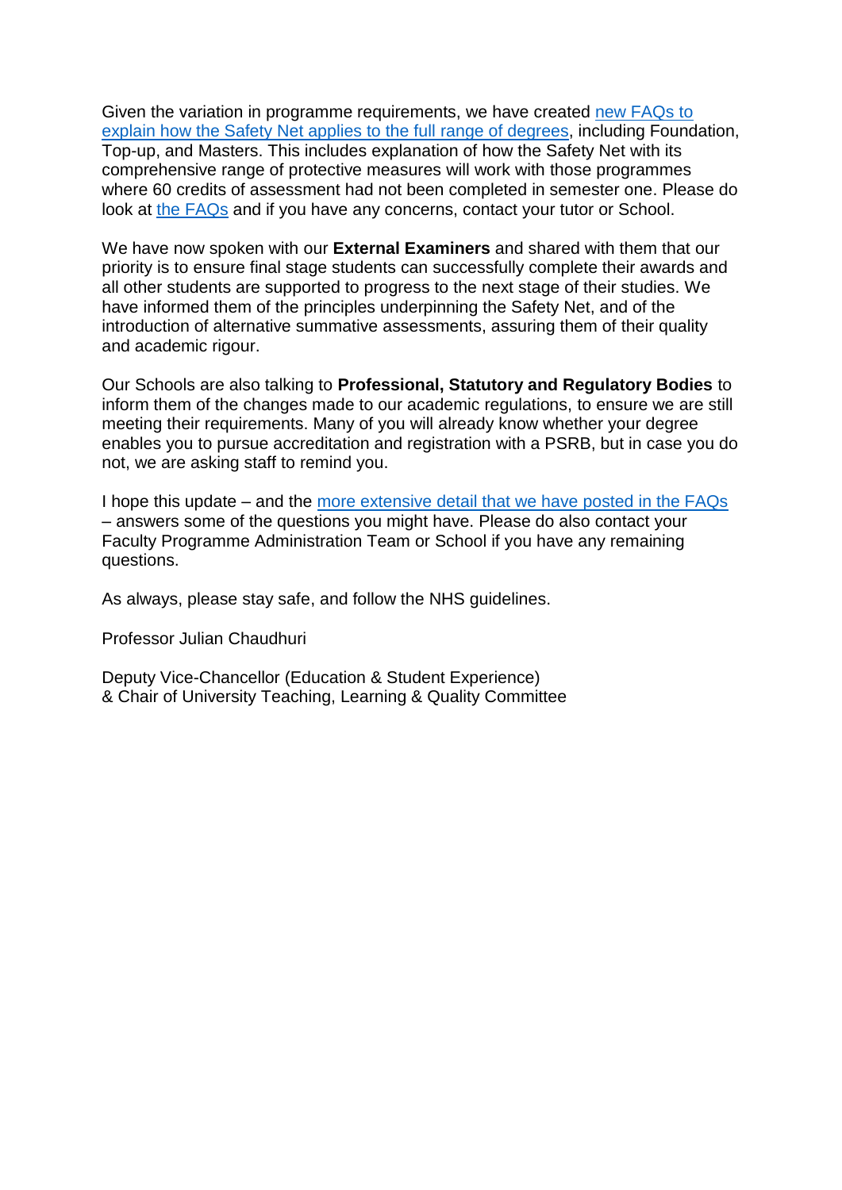Given the variation in programme requirements, we have created new FAQs to explain how the Safety Net applies to the full range of degrees, including Foundation, Top-up, and Masters. This includes explanation of how the Safety Net with its comprehensive range of protective measures will work with those programmes where 60 credits of assessment had not been completed in semester one. Please do look at the FAQs and if you have any concerns, contact your tutor or School.

We have now spoken with our **External Examiners** and shared with them that our priority is to ensure final stage students can successfully complete their awards and all other students are supported to progress to the next stage of their studies. We have informed them of the principles underpinning the Safety Net, and of the introduction of alternative summative assessments, assuring them of their quality and academic rigour.

Our Schools are also talking to **Professional, Statutory and Regulatory Bodies** to inform them of the changes made to our academic regulations, to ensure we are still meeting their requirements. Many of you will already know whether your degree enables you to pursue accreditation and registration with a PSRB, but in case you do not, we are asking staff to remind you.

I hope this update – and the more extensive detail that we have posted in the FAQs – answers some of the questions you might have. Please do also contact your Faculty Programme Administration Team or School if you have any remaining questions.

As always, please stay safe, and follow the NHS guidelines.

Professor Julian Chaudhuri

Deputy Vice-Chancellor (Education & Student Experience)
& Chair of University Teaching, Learning & Quality Committee